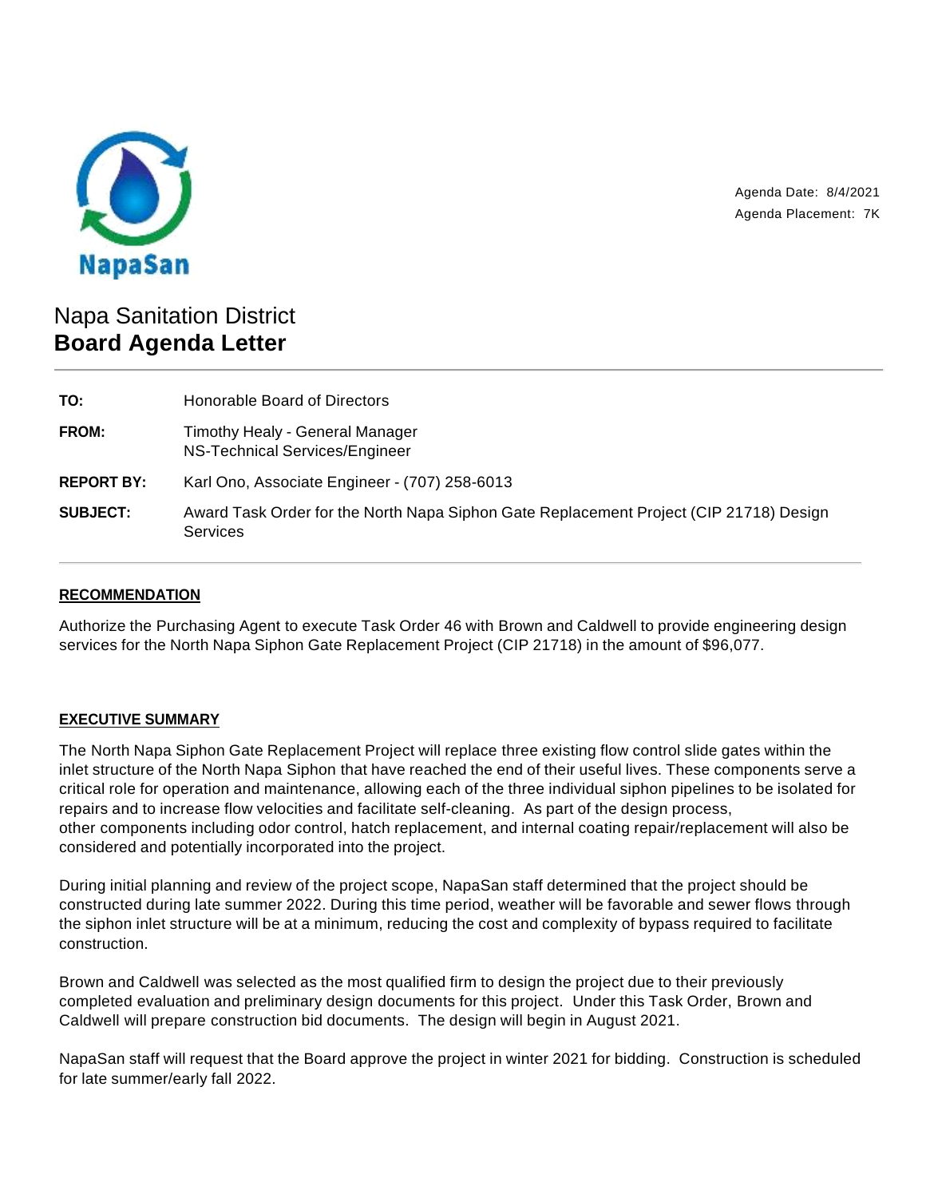NapaSan

Agenda Date: 8/4/2021
Agenda Placement: 7K

Napa Sanitation District
**Board Agenda Letter**

| | |
|---|---|
| **TO:** | Honorable Board of Directors |
| **FROM:** | Timothy Healy - General Manager<br>NS-Technical Services/Engineer |
| **REPORT BY:** | Karl Ono, Associate Engineer - (707) 258-6013 |
| **SUBJECT:** | Award Task Order for the North Napa Siphon Gate Replacement Project (CIP 21718) Design Services |

## RECOMMENDATION

Authorize the Purchasing Agent to execute Task Order 46 with Brown and Caldwell to provide engineering design services for the North Napa Siphon Gate Replacement Project (CIP 21718) in the amount of $96,077.

## EXECUTIVE SUMMARY

The North Napa Siphon Gate Replacement Project will replace three existing flow control slide gates within the inlet structure of the North Napa Siphon that have reached the end of their useful lives. These components serve a critical role for operation and maintenance, allowing each of the three individual siphon pipelines to be isolated for repairs and to increase flow velocities and facilitate self-cleaning. As part of the design process, other components including odor control, hatch replacement, and internal coating repair/replacement will also be considered and potentially incorporated into the project.

During initial planning and review of the project scope, NapaSan staff determined that the project should be constructed during late summer 2022. During this time period, weather will be favorable and sewer flows through the siphon inlet structure will be at a minimum, reducing the cost and complexity of bypass required to facilitate construction.

Brown and Caldwell was selected as the most qualified firm to design the project due to their previously completed evaluation and preliminary design documents for this project. Under this Task Order, Brown and Caldwell will prepare construction bid documents. The design will begin in August 2021.

NapaSan staff will request that the Board approve the project in winter 2021 for bidding. Construction is scheduled for late summer/early fall 2022.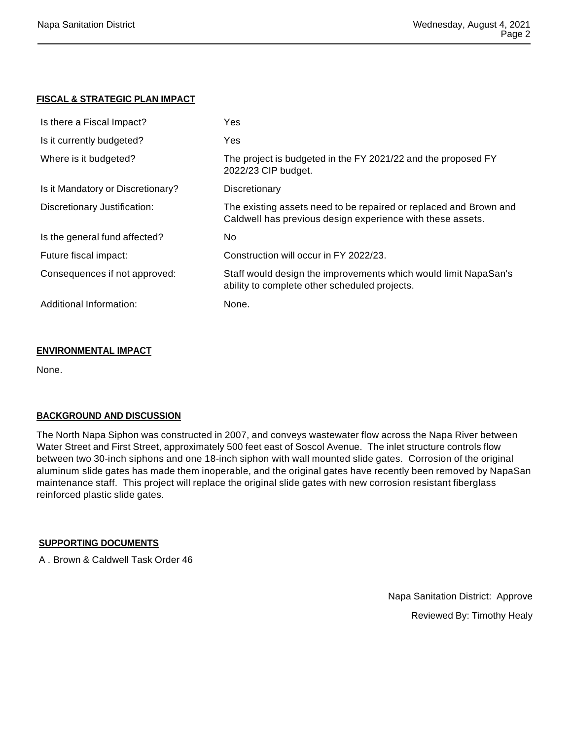## FISCAL & STRATEGIC PLAN IMPACT

| | |
|---|---|
| Is there a Fiscal Impact? | Yes |
| Is it currently budgeted? | Yes |
| Where is it budgeted? | The project is budgeted in the FY 2021/22 and the proposed FY 2022/23 CIP budget. |
| Is it Mandatory or Discretionary? | Discretionary |
| Discretionary Justification: | The existing assets need to be repaired or replaced and Brown and Caldwell has previous design experience with these assets. |
| Is the general fund affected? | No |
| Future fiscal impact: | Construction will occur in FY 2022/23. |
| Consequences if not approved: | Staff would design the improvements which would limit NapaSan's ability to complete other scheduled projects. |
| Additional Information: | None. |

## ENVIRONMENTAL IMPACT

None.

## BACKGROUND AND DISCUSSION

The North Napa Siphon was constructed in 2007, and conveys wastewater flow across the Napa River between Water Street and First Street, approximately 500 feet east of Soscol Avenue. The inlet structure controls flow between two 30-inch siphons and one 18-inch siphon with wall mounted slide gates. Corrosion of the original aluminum slide gates has made them inoperable, and the original gates have recently been removed by NapaSan maintenance staff. This project will replace the original slide gates with new corrosion resistant fiberglass reinforced plastic slide gates.

## SUPPORTING DOCUMENTS

A . Brown & Caldwell Task Order 46

Napa Sanitation District: Approve

Reviewed By: Timothy Healy